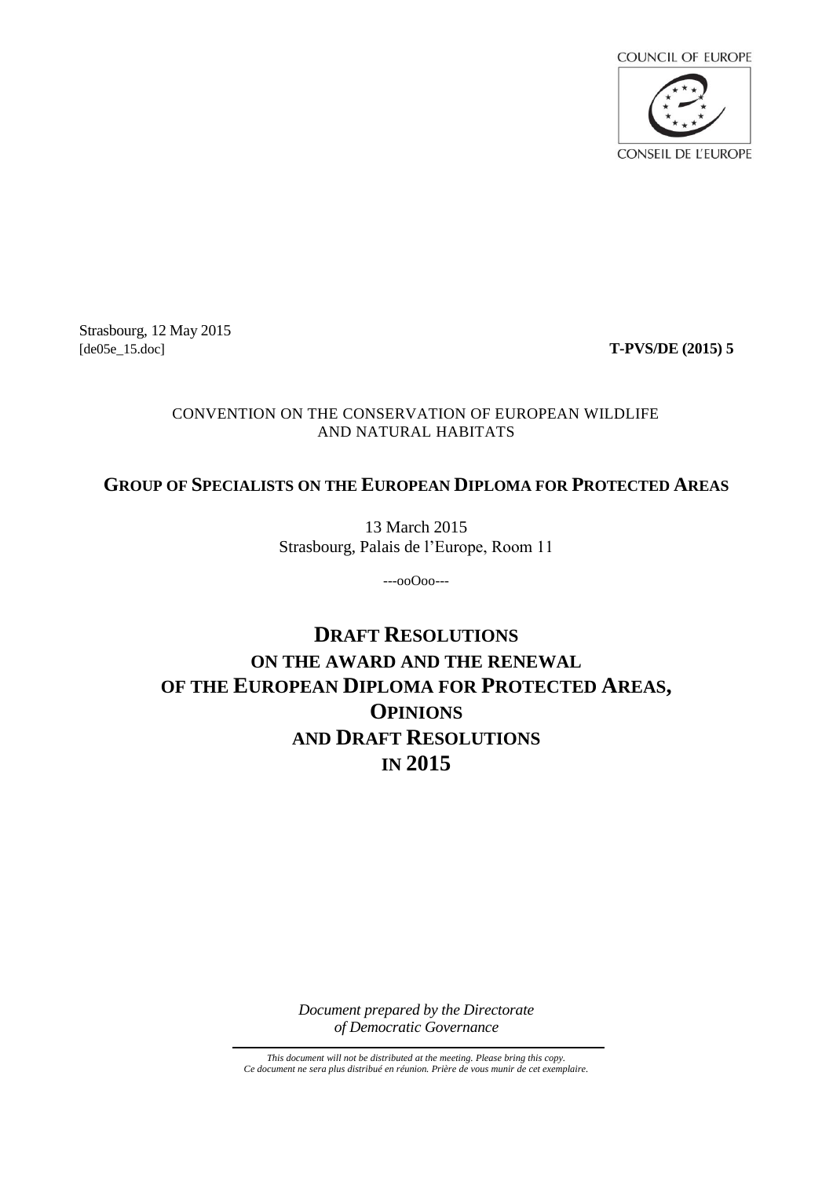COUNCIL OF EUROPE

CONSEIL DE L'EUROPE

Strasbourg, 12 May 2015
[de05e_15.doc]

**T-PVS/DE (2015) 5**

CONVENTION ON THE CONSERVATION OF EUROPEAN WILDLIFE
AND NATURAL HABITATS

## GROUP OF SPECIALISTS ON THE EUROPEAN DIPLOMA FOR PROTECTED AREAS

13 March 2015
Strasbourg, Palais de l'Europe, Room 11

---ooOoo---

# DRAFT RESOLUTIONS ON THE AWARD AND THE RENEWAL OF THE EUROPEAN DIPLOMA FOR PROTECTED AREAS, OPINIONS AND DRAFT RESOLUTIONS IN 2015

*Document prepared by the Directorate of Democratic Governance*

*This document will not be distributed at the meeting. Please bring this copy.*
*Ce document ne sera plus distribué en réunion. Prière de vous munir de cet exemplaire.*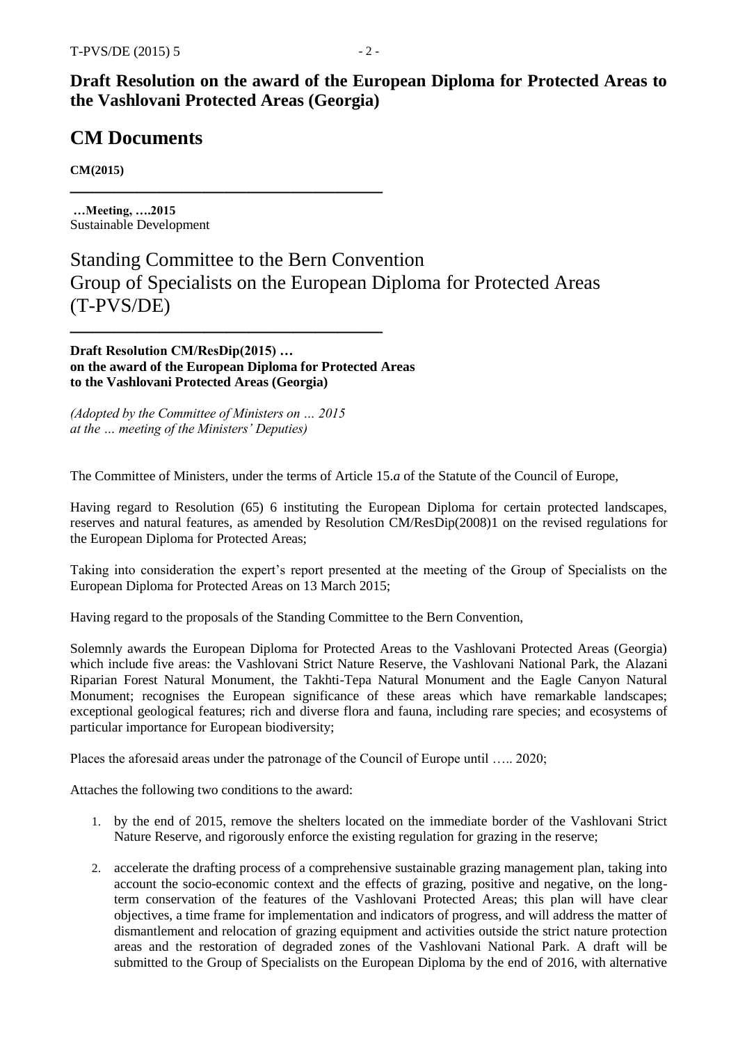**Draft Resolution on the award of the European Diploma for Protected Areas to the Vashlovani Protected Areas (Georgia)**

# CM Documents

**CM(2015)**

**…Meeting, ….2015**
Sustainable Development

## Standing Committee to the Bern Convention Group of Specialists on the European Diploma for Protected Areas (T-PVS/DE)

**Draft Resolution CM/ResDip(2015) …**
**on the award of the European Diploma for Protected Areas**
**to the Vashlovani Protected Areas (Georgia)**

*(Adopted by the Committee of Ministers on … 2015*
*at the … meeting of the Ministers' Deputies)*

The Committee of Ministers, under the terms of Article 15.*a* of the Statute of the Council of Europe,

Having regard to Resolution (65) 6 instituting the European Diploma for certain protected landscapes, reserves and natural features, as amended by Resolution CM/ResDip(2008)1 on the revised regulations for the European Diploma for Protected Areas;

Taking into consideration the expert's report presented at the meeting of the Group of Specialists on the European Diploma for Protected Areas on 13 March 2015;

Having regard to the proposals of the Standing Committee to the Bern Convention,

Solemnly awards the European Diploma for Protected Areas to the Vashlovani Protected Areas (Georgia) which include five areas: the Vashlovani Strict Nature Reserve, the Vashlovani National Park, the Alazani Riparian Forest Natural Monument, the Takhti-Tepa Natural Monument and the Eagle Canyon Natural Monument; recognises the European significance of these areas which have remarkable landscapes; exceptional geological features; rich and diverse flora and fauna, including rare species; and ecosystems of particular importance for European biodiversity;

Places the aforesaid areas under the patronage of the Council of Europe until ….. 2020;

Attaches the following two conditions to the award:

1. by the end of 2015, remove the shelters located on the immediate border of the Vashlovani Strict Nature Reserve, and rigorously enforce the existing regulation for grazing in the reserve;
2. accelerate the drafting process of a comprehensive sustainable grazing management plan, taking into account the socio-economic context and the effects of grazing, positive and negative, on the long-term conservation of the features of the Vashlovani Protected Areas; this plan will have clear objectives, a time frame for implementation and indicators of progress, and will address the matter of dismantlement and relocation of grazing equipment and activities outside the strict nature protection areas and the restoration of degraded zones of the Vashlovani National Park. A draft will be submitted to the Group of Specialists on the European Diploma by the end of 2016, with alternative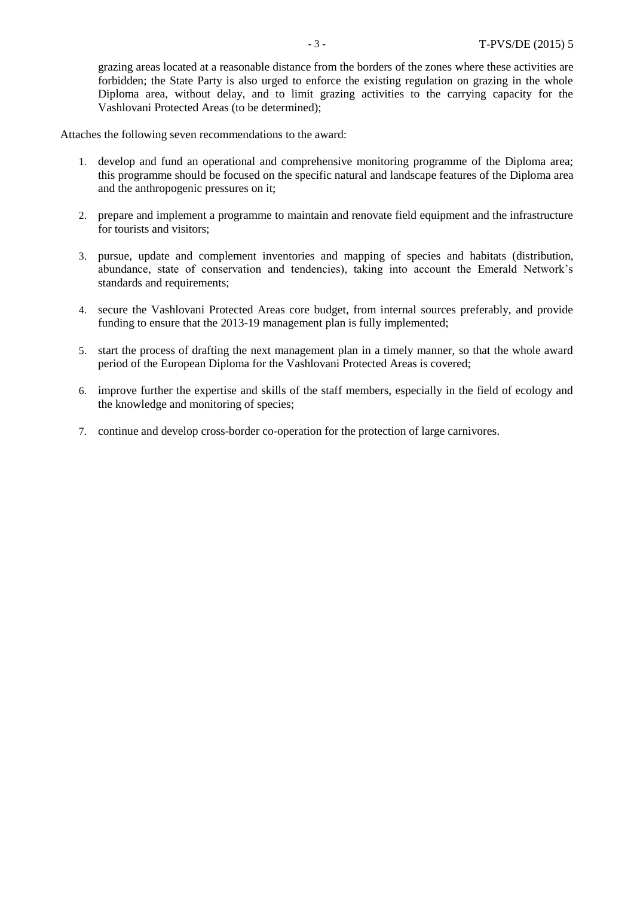grazing areas located at a reasonable distance from the borders of the zones where these activities are forbidden; the State Party is also urged to enforce the existing regulation on grazing in the whole Diploma area, without delay, and to limit grazing activities to the carrying capacity for the Vashlovani Protected Areas (to be determined);

Attaches the following seven recommendations to the award:

1. develop and fund an operational and comprehensive monitoring programme of the Diploma area; this programme should be focused on the specific natural and landscape features of the Diploma area and the anthropogenic pressures on it;

2. prepare and implement a programme to maintain and renovate field equipment and the infrastructure for tourists and visitors;

3. pursue, update and complement inventories and mapping of species and habitats (distribution, abundance, state of conservation and tendencies), taking into account the Emerald Network's standards and requirements;

4. secure the Vashlovani Protected Areas core budget, from internal sources preferably, and provide funding to ensure that the 2013-19 management plan is fully implemented;

5. start the process of drafting the next management plan in a timely manner, so that the whole award period of the European Diploma for the Vashlovani Protected Areas is covered;

6. improve further the expertise and skills of the staff members, especially in the field of ecology and the knowledge and monitoring of species;

7. continue and develop cross-border co-operation for the protection of large carnivores.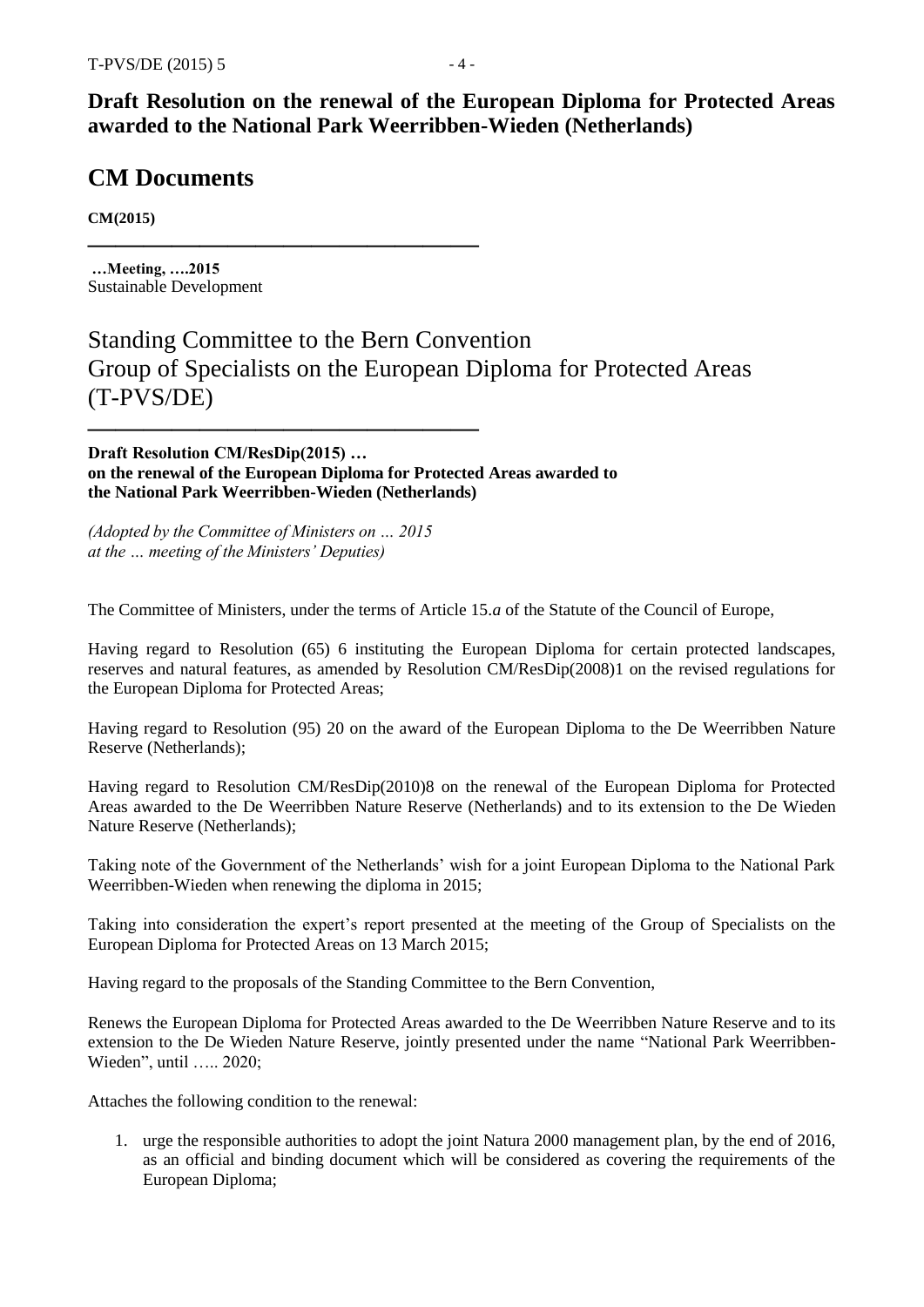## Draft Resolution on the renewal of the European Diploma for Protected Areas awarded to the National Park Weerribben-Wieden (Netherlands)

# CM Documents

**CM(2015)**

---

**…Meeting, ….2015**
Sustainable Development

# Standing Committee to the Bern Convention
# Group of Specialists on the European Diploma for Protected Areas (T-PVS/DE)

---

**Draft Resolution CM/ResDip(2015) …**
**on the renewal of the European Diploma for Protected Areas awarded to the National Park Weerribben-Wieden (Netherlands)**

*(Adopted by the Committee of Ministers on … 2015 at the … meeting of the Ministers' Deputies)*

The Committee of Ministers, under the terms of Article 15.*a* of the Statute of the Council of Europe,

Having regard to Resolution (65) 6 instituting the European Diploma for certain protected landscapes, reserves and natural features, as amended by Resolution CM/ResDip(2008)1 on the revised regulations for the European Diploma for Protected Areas;

Having regard to Resolution (95) 20 on the award of the European Diploma to the De Weerribben Nature Reserve (Netherlands);

Having regard to Resolution CM/ResDip(2010)8 on the renewal of the European Diploma for Protected Areas awarded to the De Weerribben Nature Reserve (Netherlands) and to its extension to the De Wieden Nature Reserve (Netherlands);

Taking note of the Government of the Netherlands' wish for a joint European Diploma to the National Park Weerribben-Wieden when renewing the diploma in 2015;

Taking into consideration the expert's report presented at the meeting of the Group of Specialists on the European Diploma for Protected Areas on 13 March 2015;

Having regard to the proposals of the Standing Committee to the Bern Convention,

Renews the European Diploma for Protected Areas awarded to the De Weerribben Nature Reserve and to its extension to the De Wieden Nature Reserve, jointly presented under the name "National Park Weerribben-Wieden", until ….. 2020;

Attaches the following condition to the renewal:

1. urge the responsible authorities to adopt the joint Natura 2000 management plan, by the end of 2016, as an official and binding document which will be considered as covering the requirements of the European Diploma;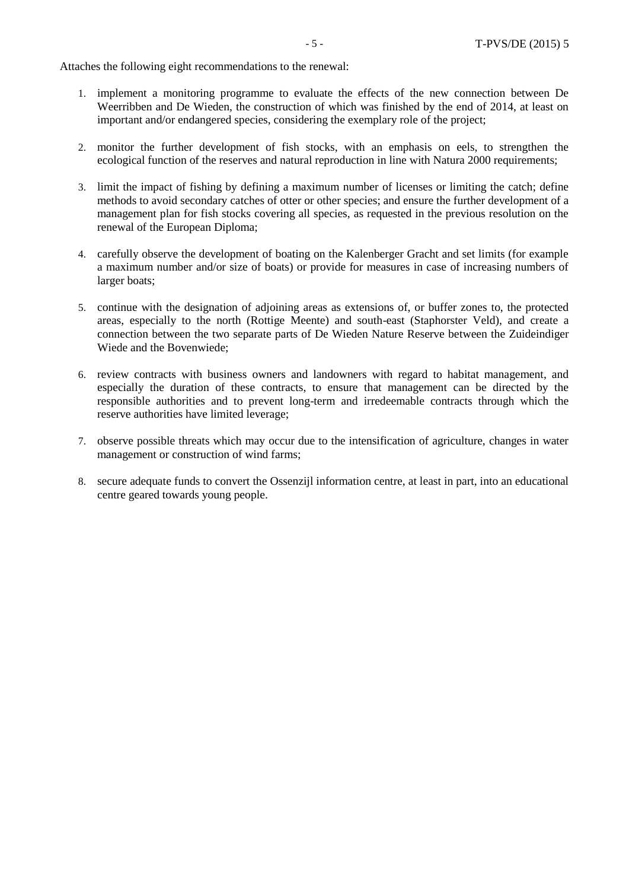Attaches the following eight recommendations to the renewal:

1. implement a monitoring programme to evaluate the effects of the new connection between De Weerribben and De Wieden, the construction of which was finished by the end of 2014, at least on important and/or endangered species, considering the exemplary role of the project;

2. monitor the further development of fish stocks, with an emphasis on eels, to strengthen the ecological function of the reserves and natural reproduction in line with Natura 2000 requirements;

3. limit the impact of fishing by defining a maximum number of licenses or limiting the catch; define methods to avoid secondary catches of otter or other species; and ensure the further development of a management plan for fish stocks covering all species, as requested in the previous resolution on the renewal of the European Diploma;

4. carefully observe the development of boating on the Kalenberger Gracht and set limits (for example a maximum number and/or size of boats) or provide for measures in case of increasing numbers of larger boats;

5. continue with the designation of adjoining areas as extensions of, or buffer zones to, the protected areas, especially to the north (Rottige Meente) and south-east (Staphorster Veld), and create a connection between the two separate parts of De Wieden Nature Reserve between the Zuideindiger Wiede and the Bovenwiede;

6. review contracts with business owners and landowners with regard to habitat management, and especially the duration of these contracts, to ensure that management can be directed by the responsible authorities and to prevent long-term and irredeemable contracts through which the reserve authorities have limited leverage;

7. observe possible threats which may occur due to the intensification of agriculture, changes in water management or construction of wind farms;

8. secure adequate funds to convert the Ossenzijl information centre, at least in part, into an educational centre geared towards young people.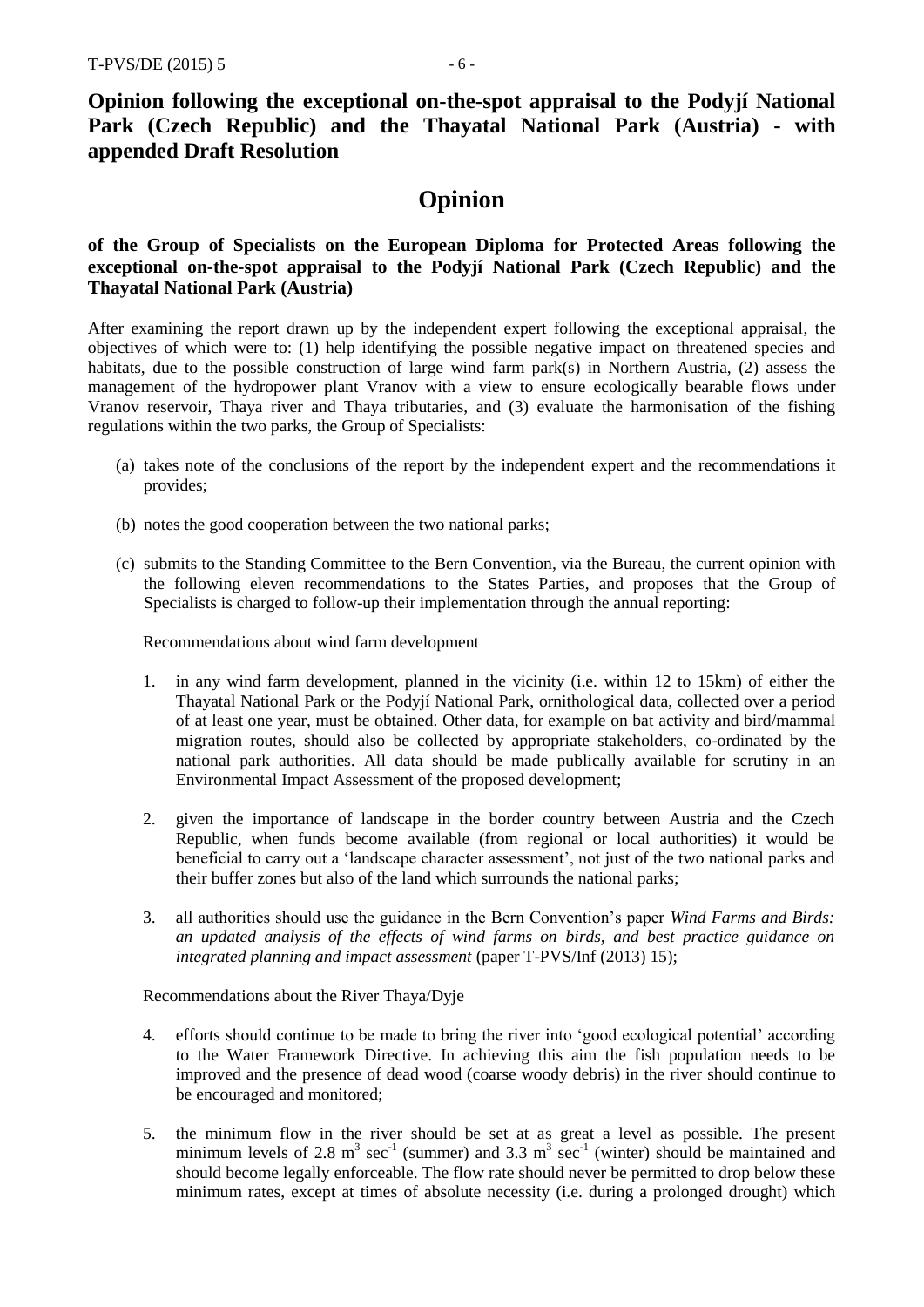**Opinion following the exceptional on-the-spot appraisal to the Podyjí National Park (Czech Republic) and the Thayatal National Park (Austria) - with appended Draft Resolution**

# Opinion

**of the Group of Specialists on the European Diploma for Protected Areas following the exceptional on-the-spot appraisal to the Podyjí National Park (Czech Republic) and the Thayatal National Park (Austria)**

After examining the report drawn up by the independent expert following the exceptional appraisal, the objectives of which were to: (1) help identifying the possible negative impact on threatened species and habitats, due to the possible construction of large wind farm park(s) in Northern Austria, (2) assess the management of the hydropower plant Vranov with a view to ensure ecologically bearable flows under Vranov reservoir, Thaya river and Thaya tributaries, and (3) evaluate the harmonisation of the fishing regulations within the two parks, the Group of Specialists:

(a) takes note of the conclusions of the report by the independent expert and the recommendations it provides;

(b) notes the good cooperation between the two national parks;

(c) submits to the Standing Committee to the Bern Convention, via the Bureau, the current opinion with the following eleven recommendations to the States Parties, and proposes that the Group of Specialists is charged to follow-up their implementation through the annual reporting:

Recommendations about wind farm development

1. in any wind farm development, planned in the vicinity (i.e. within 12 to 15km) of either the Thayatal National Park or the Podyjí National Park, ornithological data, collected over a period of at least one year, must be obtained. Other data, for example on bat activity and bird/mammal migration routes, should also be collected by appropriate stakeholders, co-ordinated by the national park authorities. All data should be made publically available for scrutiny in an Environmental Impact Assessment of the proposed development;

2. given the importance of landscape in the border country between Austria and the Czech Republic, when funds become available (from regional or local authorities) it would be beneficial to carry out a 'landscape character assessment', not just of the two national parks and their buffer zones but also of the land which surrounds the national parks;

3. all authorities should use the guidance in the Bern Convention's paper *Wind Farms and Birds: an updated analysis of the effects of wind farms on birds, and best practice guidance on integrated planning and impact assessment* (paper T-PVS/Inf (2013) 15);

Recommendations about the River Thaya/Dyje

4. efforts should continue to be made to bring the river into 'good ecological potential' according to the Water Framework Directive. In achieving this aim the fish population needs to be improved and the presence of dead wood (coarse woody debris) in the river should continue to be encouraged and monitored;

5. the minimum flow in the river should be set at as great a level as possible. The present minimum levels of 2.8 $m^3$ $sec^{-1}$ (summer) and 3.3 $m^3$ $sec^{-1}$ (winter) should be maintained and should become legally enforceable. The flow rate should never be permitted to drop below these minimum rates, except at times of absolute necessity (i.e. during a prolonged drought) which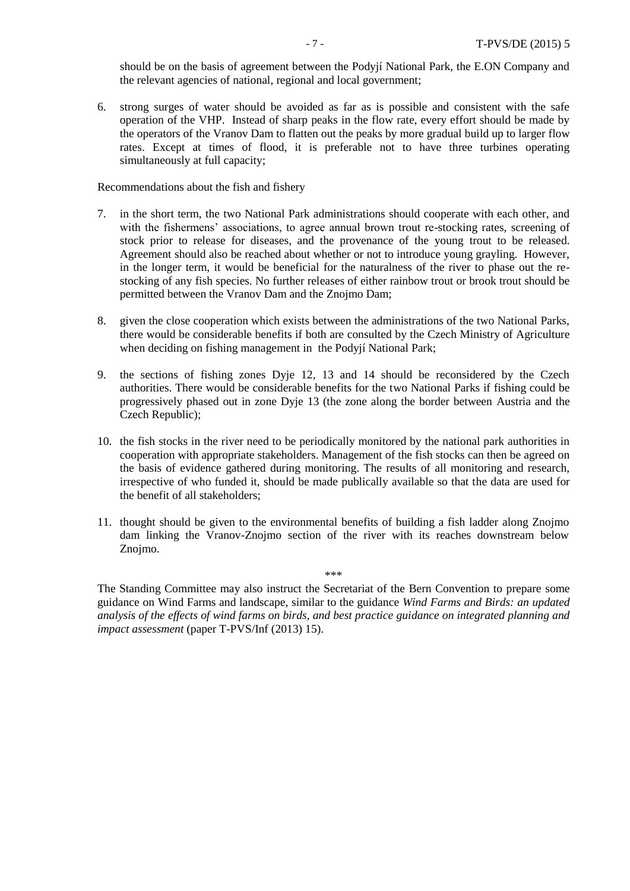should be on the basis of agreement between the Podyjí National Park, the E.ON Company and the relevant agencies of national, regional and local government;

6. strong surges of water should be avoided as far as is possible and consistent with the safe operation of the VHP. Instead of sharp peaks in the flow rate, every effort should be made by the operators of the Vranov Dam to flatten out the peaks by more gradual build up to larger flow rates. Except at times of flood, it is preferable not to have three turbines operating simultaneously at full capacity;

Recommendations about the fish and fishery

7. in the short term, the two National Park administrations should cooperate with each other, and with the fishermens' associations, to agree annual brown trout re-stocking rates, screening of stock prior to release for diseases, and the provenance of the young trout to be released. Agreement should also be reached about whether or not to introduce young grayling. However, in the longer term, it would be beneficial for the naturalness of the river to phase out the re-stocking of any fish species. No further releases of either rainbow trout or brook trout should be permitted between the Vranov Dam and the Znojmo Dam;

8. given the close cooperation which exists between the administrations of the two National Parks, there would be considerable benefits if both are consulted by the Czech Ministry of Agriculture when deciding on fishing management in the Podyjí National Park;

9. the sections of fishing zones Dyje 12, 13 and 14 should be reconsidered by the Czech authorities. There would be considerable benefits for the two National Parks if fishing could be progressively phased out in zone Dyje 13 (the zone along the border between Austria and the Czech Republic);

10. the fish stocks in the river need to be periodically monitored by the national park authorities in cooperation with appropriate stakeholders. Management of the fish stocks can then be agreed on the basis of evidence gathered during monitoring. The results of all monitoring and research, irrespective of who funded it, should be made publically available so that the data are used for the benefit of all stakeholders;

11. thought should be given to the environmental benefits of building a fish ladder along Znojmo dam linking the Vranov-Znojmo section of the river with its reaches downstream below Znojmo.

***

The Standing Committee may also instruct the Secretariat of the Bern Convention to prepare some guidance on Wind Farms and landscape, similar to the guidance *Wind Farms and Birds: an updated analysis of the effects of wind farms on birds, and best practice guidance on integrated planning and impact assessment* (paper T-PVS/Inf (2013) 15).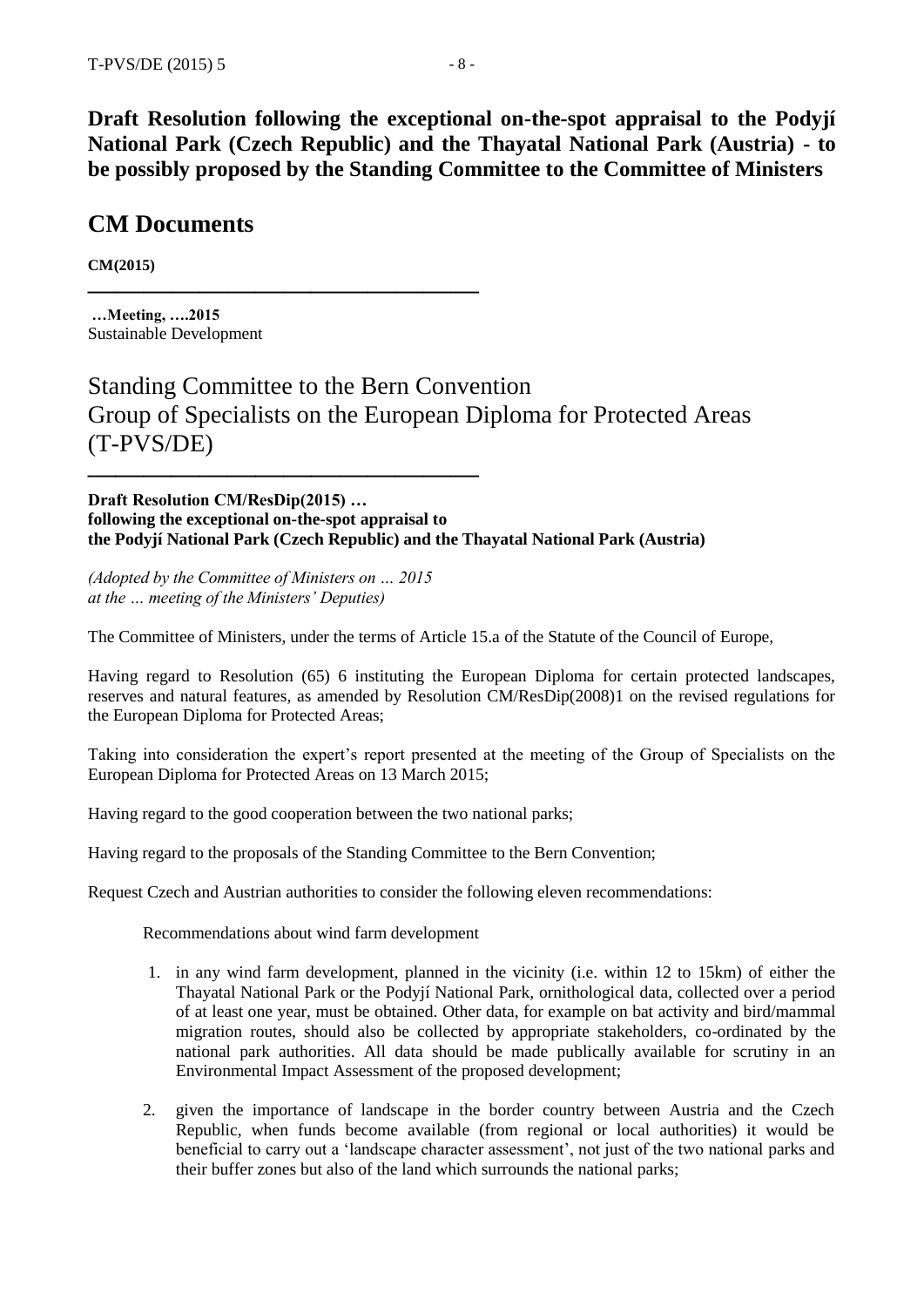**Draft Resolution following the exceptional on-the-spot appraisal to the Podyjí National Park (Czech Republic) and the Thayatal National Park (Austria) - to be possibly proposed by the Standing Committee to the Committee of Ministers**

## CM Documents

**CM(2015)**

---

**…Meeting, ….2015**
Sustainable Development

# Standing Committee to the Bern Convention
# Group of Specialists on the European Diploma for Protected Areas (T-PVS/DE)

---

**Draft Resolution CM/ResDip(2015) …**
**following the exceptional on-the-spot appraisal to**
**the Podyjí National Park (Czech Republic) and the Thayatal National Park (Austria)**

*(Adopted by the Committee of Ministers on … 2015*
*at the … meeting of the Ministers' Deputies)*

The Committee of Ministers, under the terms of Article 15.a of the Statute of the Council of Europe,

Having regard to Resolution (65) 6 instituting the European Diploma for certain protected landscapes, reserves and natural features, as amended by Resolution CM/ResDip(2008)1 on the revised regulations for the European Diploma for Protected Areas;

Taking into consideration the expert's report presented at the meeting of the Group of Specialists on the European Diploma for Protected Areas on 13 March 2015;

Having regard to the good cooperation between the two national parks;

Having regard to the proposals of the Standing Committee to the Bern Convention;

Request Czech and Austrian authorities to consider the following eleven recommendations:

Recommendations about wind farm development

1. in any wind farm development, planned in the vicinity (i.e. within 12 to 15km) of either the Thayatal National Park or the Podyjí National Park, ornithological data, collected over a period of at least one year, must be obtained. Other data, for example on bat activity and bird/mammal migration routes, should also be collected by appropriate stakeholders, co-ordinated by the national park authorities. All data should be made publically available for scrutiny in an Environmental Impact Assessment of the proposed development;

2. given the importance of landscape in the border country between Austria and the Czech Republic, when funds become available (from regional or local authorities) it would be beneficial to carry out a 'landscape character assessment', not just of the two national parks and their buffer zones but also of the land which surrounds the national parks;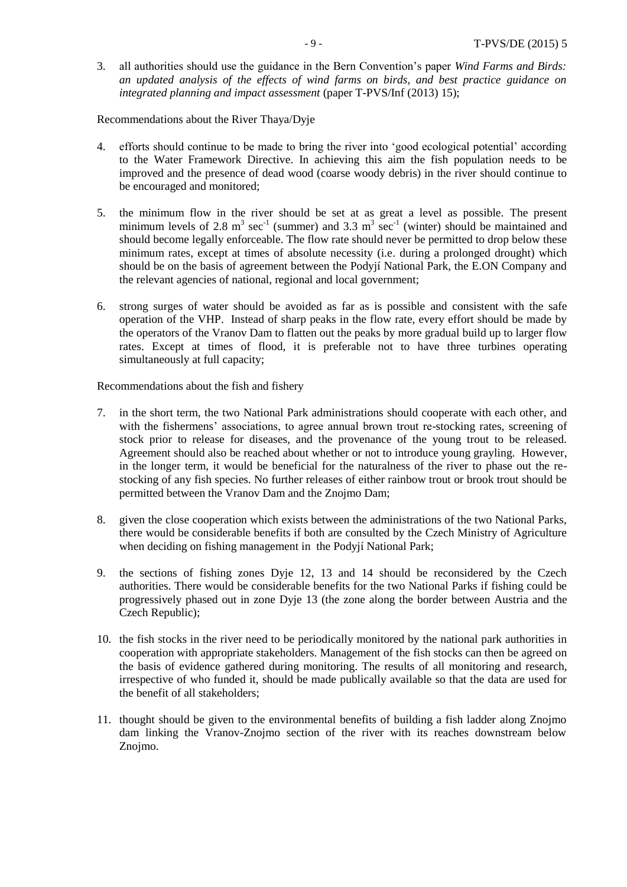3. all authorities should use the guidance in the Bern Convention's paper *Wind Farms and Birds: an updated analysis of the effects of wind farms on birds, and best practice guidance on integrated planning and impact assessment* (paper T-PVS/Inf (2013) 15);

Recommendations about the River Thaya/Dyje

4. efforts should continue to be made to bring the river into 'good ecological potential' according to the Water Framework Directive. In achieving this aim the fish population needs to be improved and the presence of dead wood (coarse woody debris) in the river should continue to be encouraged and monitored;

5. the minimum flow in the river should be set at as great a level as possible. The present minimum levels of 2.8 $m^3$ $sec^{-1}$ (summer) and 3.3 $m^3$ $sec^{-1}$ (winter) should be maintained and should become legally enforceable. The flow rate should never be permitted to drop below these minimum rates, except at times of absolute necessity (i.e. during a prolonged drought) which should be on the basis of agreement between the Podyjí National Park, the E.ON Company and the relevant agencies of national, regional and local government;

6. strong surges of water should be avoided as far as is possible and consistent with the safe operation of the VHP. Instead of sharp peaks in the flow rate, every effort should be made by the operators of the Vranov Dam to flatten out the peaks by more gradual build up to larger flow rates. Except at times of flood, it is preferable not to have three turbines operating simultaneously at full capacity;

Recommendations about the fish and fishery

7. in the short term, the two National Park administrations should cooperate with each other, and with the fishermens' associations, to agree annual brown trout re-stocking rates, screening of stock prior to release for diseases, and the provenance of the young trout to be released. Agreement should also be reached about whether or not to introduce young grayling. However, in the longer term, it would be beneficial for the naturalness of the river to phase out the re-stocking of any fish species. No further releases of either rainbow trout or brook trout should be permitted between the Vranov Dam and the Znojmo Dam;

8. given the close cooperation which exists between the administrations of the two National Parks, there would be considerable benefits if both are consulted by the Czech Ministry of Agriculture when deciding on fishing management in the Podyjí National Park;

9. the sections of fishing zones Dyje 12, 13 and 14 should be reconsidered by the Czech authorities. There would be considerable benefits for the two National Parks if fishing could be progressively phased out in zone Dyje 13 (the zone along the border between Austria and the Czech Republic);

10. the fish stocks in the river need to be periodically monitored by the national park authorities in cooperation with appropriate stakeholders. Management of the fish stocks can then be agreed on the basis of evidence gathered during monitoring. The results of all monitoring and research, irrespective of who funded it, should be made publically available so that the data are used for the benefit of all stakeholders;

11. thought should be given to the environmental benefits of building a fish ladder along Znojmo dam linking the Vranov-Znojmo section of the river with its reaches downstream below Znojmo.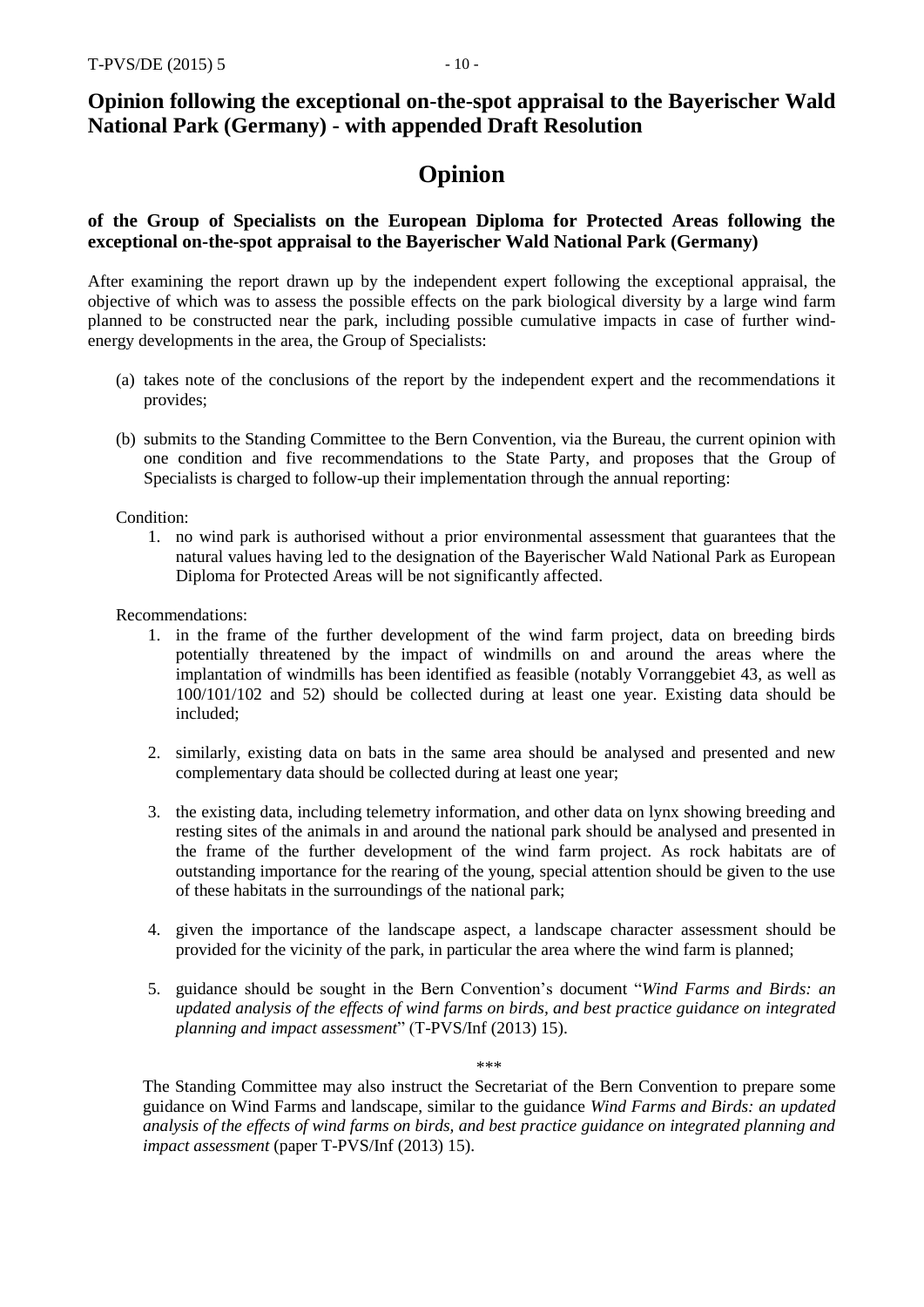## Opinion following the exceptional on-the-spot appraisal to the Bayerischer Wald National Park (Germany) - with appended Draft Resolution

# Opinion

### of the Group of Specialists on the European Diploma for Protected Areas following the exceptional on-the-spot appraisal to the Bayerischer Wald National Park (Germany)

After examining the report drawn up by the independent expert following the exceptional appraisal, the objective of which was to assess the possible effects on the park biological diversity by a large wind farm planned to be constructed near the park, including possible cumulative impacts in case of further wind-energy developments in the area, the Group of Specialists:

(a) takes note of the conclusions of the report by the independent expert and the recommendations it provides;

(b) submits to the Standing Committee to the Bern Convention, via the Bureau, the current opinion with one condition and five recommendations to the State Party, and proposes that the Group of Specialists is charged to follow-up their implementation through the annual reporting:

Condition:

1. no wind park is authorised without a prior environmental assessment that guarantees that the natural values having led to the designation of the Bayerischer Wald National Park as European Diploma for Protected Areas will be not significantly affected.

Recommendations:

1. in the frame of the further development of the wind farm project, data on breeding birds potentially threatened by the impact of windmills on and around the areas where the implantation of windmills has been identified as feasible (notably Vorranggebiet 43, as well as 100/101/102 and 52) should be collected during at least one year. Existing data should be included;

2. similarly, existing data on bats in the same area should be analysed and presented and new complementary data should be collected during at least one year;

3. the existing data, including telemetry information, and other data on lynx showing breeding and resting sites of the animals in and around the national park should be analysed and presented in the frame of the further development of the wind farm project. As rock habitats are of outstanding importance for the rearing of the young, special attention should be given to the use of these habitats in the surroundings of the national park;

4. given the importance of the landscape aspect, a landscape character assessment should be provided for the vicinity of the park, in particular the area where the wind farm is planned;

5. guidance should be sought in the Bern Convention's document "*Wind Farms and Birds: an updated analysis of the effects of wind farms on birds, and best practice guidance on integrated planning and impact assessment*" (T-PVS/Inf (2013) 15).

\*\*\*

The Standing Committee may also instruct the Secretariat of the Bern Convention to prepare some guidance on Wind Farms and landscape, similar to the guidance *Wind Farms and Birds: an updated analysis of the effects of wind farms on birds, and best practice guidance on integrated planning and impact assessment* (paper T-PVS/Inf (2013) 15).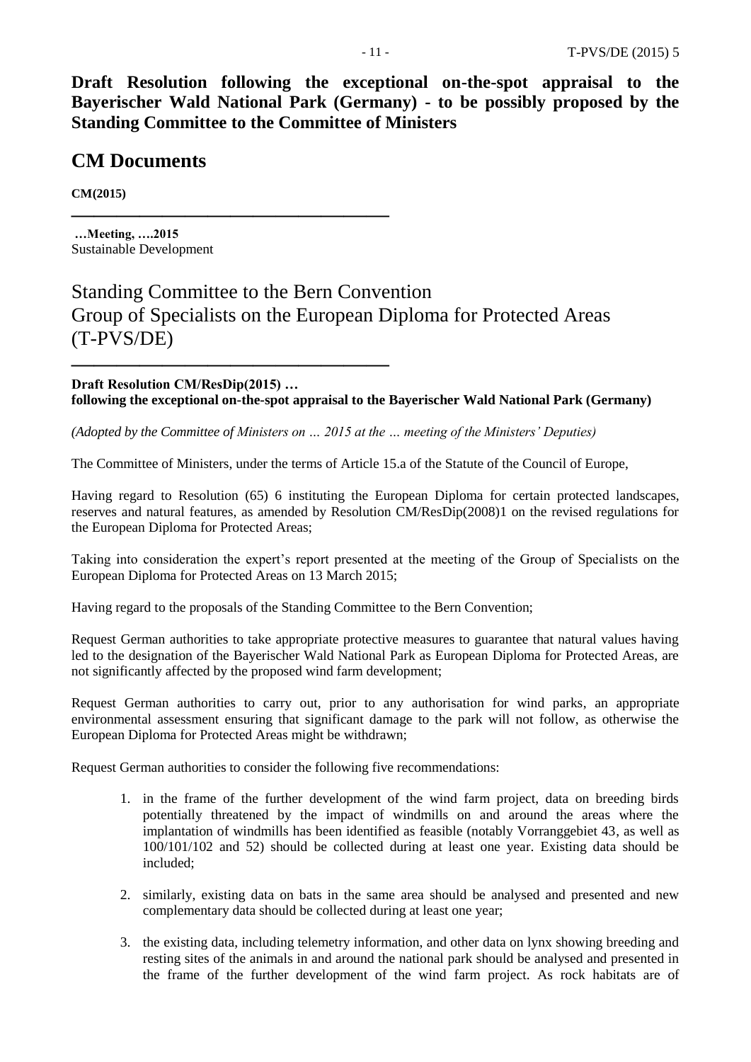**Draft Resolution following the exceptional on-the-spot appraisal to the Bayerischer Wald National Park (Germany) - to be possibly proposed by the Standing Committee to the Committee of Ministers**

# CM Documents

**CM(2015)**

---

**…Meeting, ….2015**
Sustainable Development

## Standing Committee to the Bern Convention
## Group of Specialists on the European Diploma for Protected Areas (T-PVS/DE)

---

**Draft Resolution CM/ResDip(2015) …**
**following the exceptional on-the-spot appraisal to the Bayerischer Wald National Park (Germany)**

*(Adopted by the Committee of Ministers on … 2015 at the … meeting of the Ministers' Deputies)*

The Committee of Ministers, under the terms of Article 15.a of the Statute of the Council of Europe,

Having regard to Resolution (65) 6 instituting the European Diploma for certain protected landscapes, reserves and natural features, as amended by Resolution CM/ResDip(2008)1 on the revised regulations for the European Diploma for Protected Areas;

Taking into consideration the expert's report presented at the meeting of the Group of Specialists on the European Diploma for Protected Areas on 13 March 2015;

Having regard to the proposals of the Standing Committee to the Bern Convention;

Request German authorities to take appropriate protective measures to guarantee that natural values having led to the designation of the Bayerischer Wald National Park as European Diploma for Protected Areas, are not significantly affected by the proposed wind farm development;

Request German authorities to carry out, prior to any authorisation for wind parks, an appropriate environmental assessment ensuring that significant damage to the park will not follow, as otherwise the European Diploma for Protected Areas might be withdrawn;

Request German authorities to consider the following five recommendations:

1. in the frame of the further development of the wind farm project, data on breeding birds potentially threatened by the impact of windmills on and around the areas where the implantation of windmills has been identified as feasible (notably Vorranggebiet 43, as well as 100/101/102 and 52) should be collected during at least one year. Existing data should be included;

2. similarly, existing data on bats in the same area should be analysed and presented and new complementary data should be collected during at least one year;

3. the existing data, including telemetry information, and other data on lynx showing breeding and resting sites of the animals in and around the national park should be analysed and presented in the frame of the further development of the wind farm project. As rock habitats are of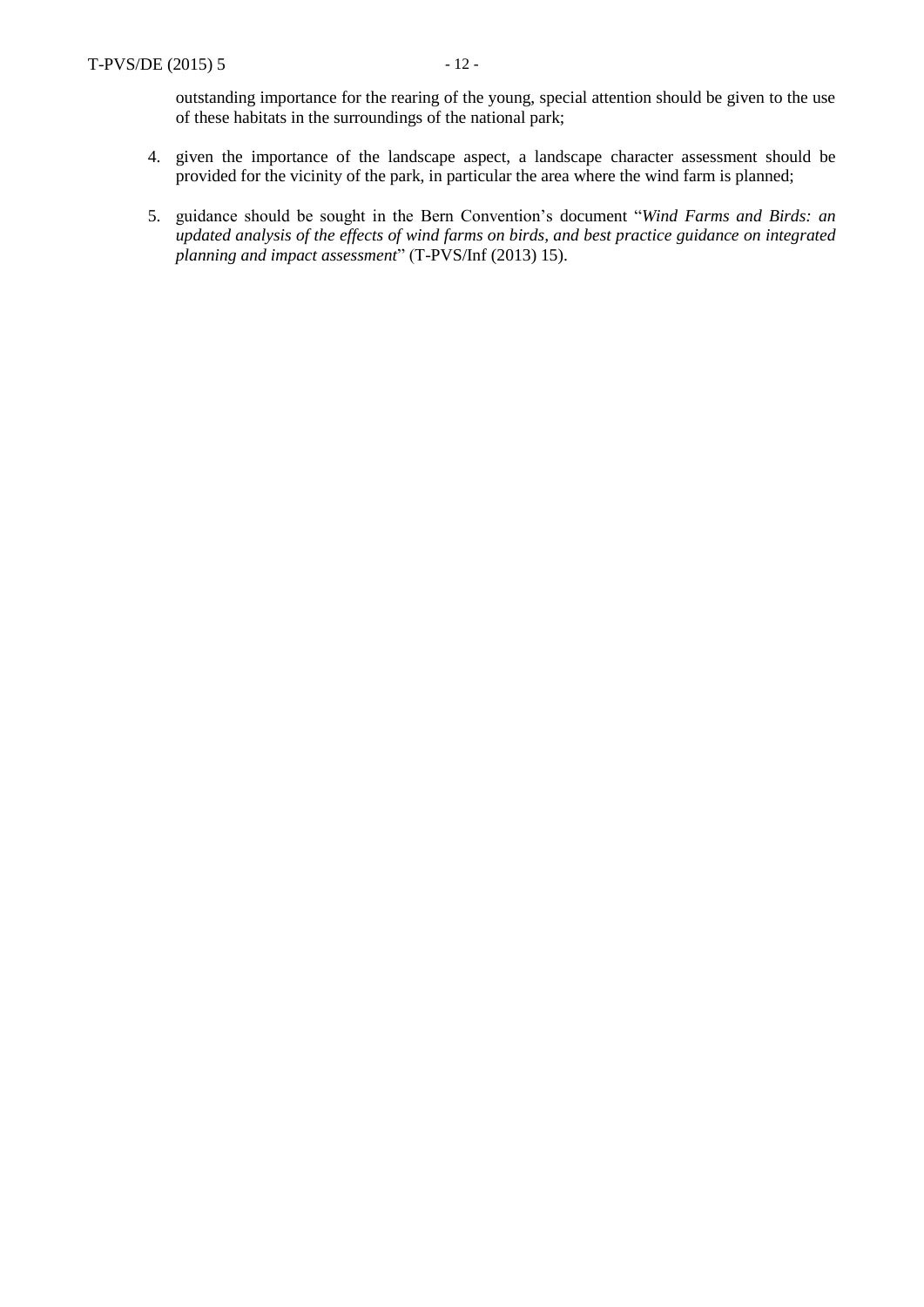outstanding importance for the rearing of the young, special attention should be given to the use of these habitats in the surroundings of the national park;

4. given the importance of the landscape aspect, a landscape character assessment should be provided for the vicinity of the park, in particular the area where the wind farm is planned;

5. guidance should be sought in the Bern Convention's document "*Wind Farms and Birds: an updated analysis of the effects of wind farms on birds, and best practice guidance on integrated planning and impact assessment*" (T-PVS/Inf (2013) 15).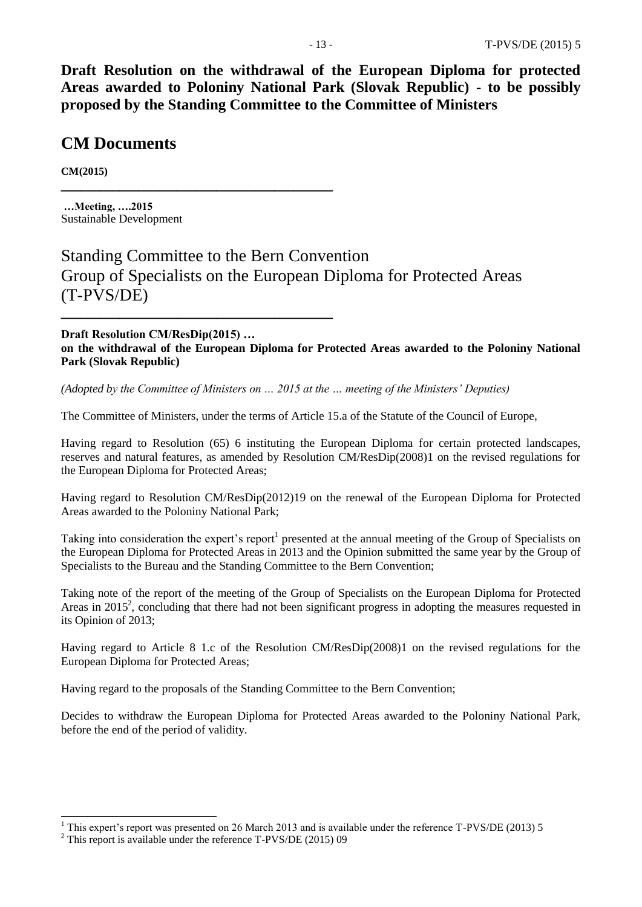**Draft Resolution on the withdrawal of the European Diploma for protected Areas awarded to Poloniny National Park (Slovak Republic) - to be possibly proposed by the Standing Committee to the Committee of Ministers**

# CM Documents

**CM(2015)**

---

**…Meeting, ….2015**
Sustainable Development

## Standing Committee to the Bern Convention
## Group of Specialists on the European Diploma for Protected Areas (T-PVS/DE)

---

**Draft Resolution CM/ResDip(2015) …**
**on the withdrawal of the European Diploma for Protected Areas awarded to the Poloniny National Park (Slovak Republic)**

*(Adopted by the Committee of Ministers on … 2015 at the … meeting of the Ministers' Deputies)*

The Committee of Ministers, under the terms of Article 15.a of the Statute of the Council of Europe,

Having regard to Resolution (65) 6 instituting the European Diploma for certain protected landscapes, reserves and natural features, as amended by Resolution CM/ResDip(2008)1 on the revised regulations for the European Diploma for Protected Areas;

Having regard to Resolution CM/ResDip(2012)19 on the renewal of the European Diploma for Protected Areas awarded to the Poloniny National Park;

Taking into consideration the expert's report[1] presented at the annual meeting of the Group of Specialists on the European Diploma for Protected Areas in 2013 and the Opinion submitted the same year by the Group of Specialists to the Bureau and the Standing Committee to the Bern Convention;

Taking note of the report of the meeting of the Group of Specialists on the European Diploma for Protected Areas in 2015[2], concluding that there had not been significant progress in adopting the measures requested in its Opinion of 2013;

Having regard to Article 8 1.c of the Resolution CM/ResDip(2008)1 on the revised regulations for the European Diploma for Protected Areas;

Having regard to the proposals of the Standing Committee to the Bern Convention;

Decides to withdraw the European Diploma for Protected Areas awarded to the Poloniny National Park, before the end of the period of validity.

---

[1] This expert's report was presented on 26 March 2013 and is available under the reference T-PVS/DE (2013) 5

[2] This report is available under the reference T-PVS/DE (2015) 09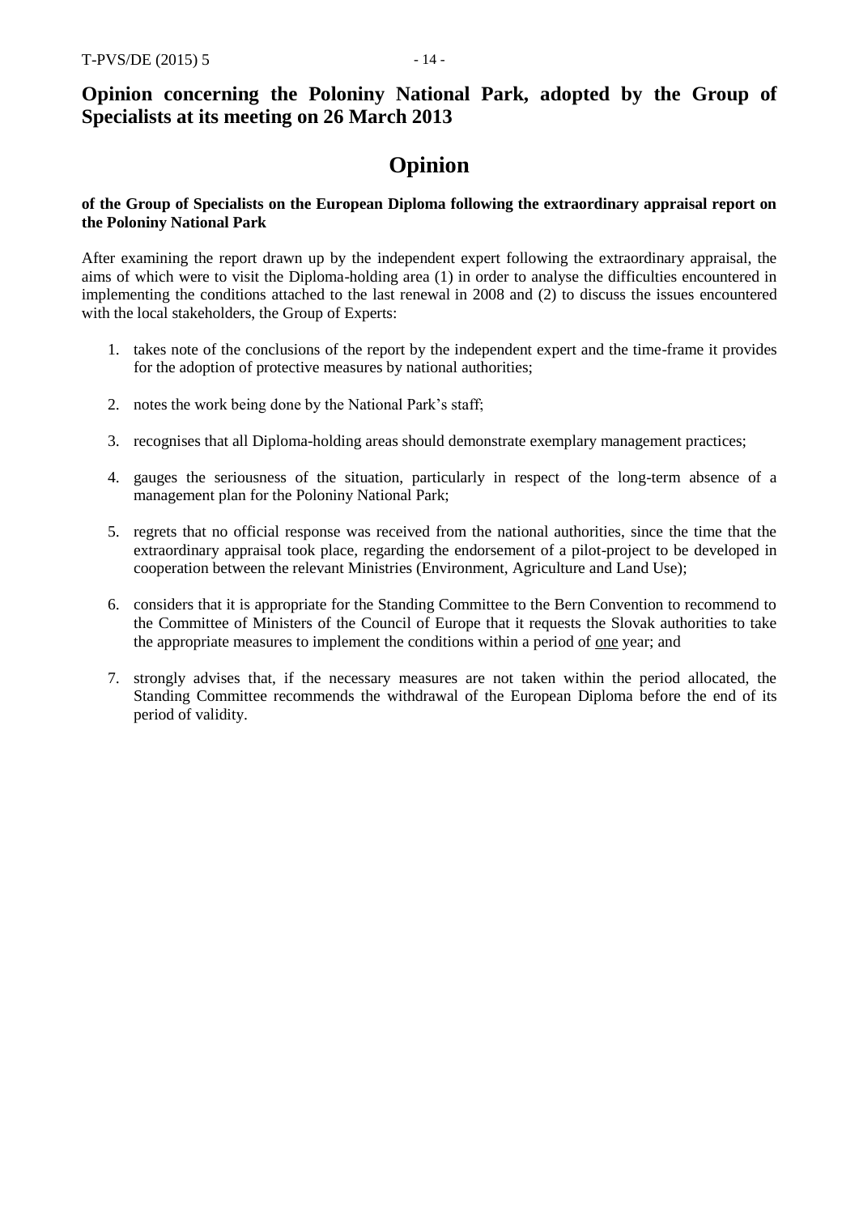## Opinion concerning the Poloniny National Park, adopted by the Group of Specialists at its meeting on 26 March 2013

# Opinion

**of the Group of Specialists on the European Diploma following the extraordinary appraisal report on the Poloniny National Park**

After examining the report drawn up by the independent expert following the extraordinary appraisal, the aims of which were to visit the Diploma-holding area (1) in order to analyse the difficulties encountered in implementing the conditions attached to the last renewal in 2008 and (2) to discuss the issues encountered with the local stakeholders, the Group of Experts:

1. takes note of the conclusions of the report by the independent expert and the time-frame it provides for the adoption of protective measures by national authorities;

2. notes the work being done by the National Park's staff;

3. recognises that all Diploma-holding areas should demonstrate exemplary management practices;

4. gauges the seriousness of the situation, particularly in respect of the long-term absence of a management plan for the Poloniny National Park;

5. regrets that no official response was received from the national authorities, since the time that the extraordinary appraisal took place, regarding the endorsement of a pilot-project to be developed in cooperation between the relevant Ministries (Environment, Agriculture and Land Use);

6. considers that it is appropriate for the Standing Committee to the Bern Convention to recommend to the Committee of Ministers of the Council of Europe that it requests the Slovak authorities to take the appropriate measures to implement the conditions within a period of <u>one</u> year; and

7. strongly advises that, if the necessary measures are not taken within the period allocated, the Standing Committee recommends the withdrawal of the European Diploma before the end of its period of validity.